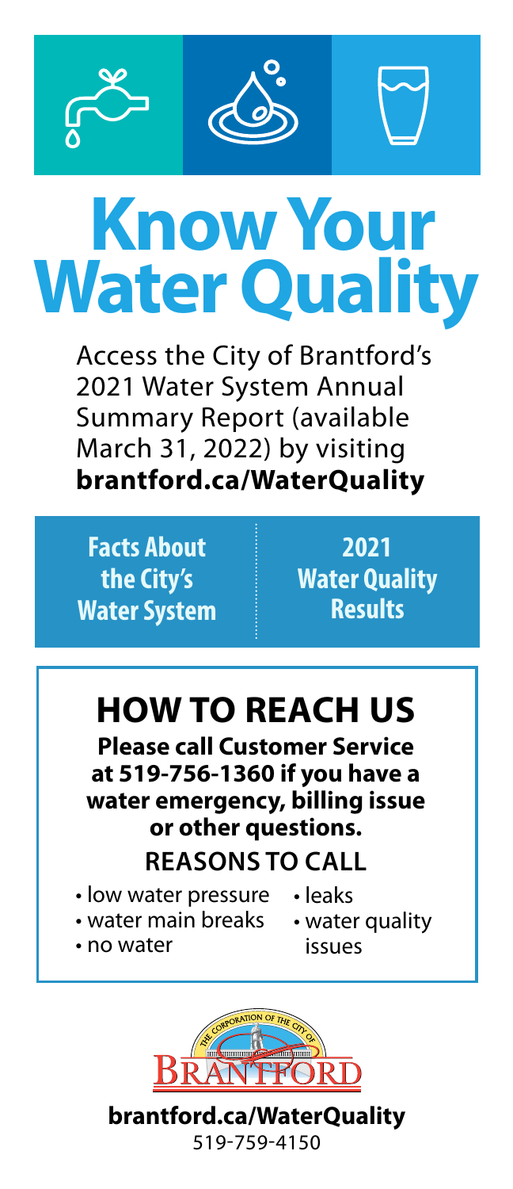# Know Your Water Quality

Access the City of Brantford's 2021 Water System Annual Summary Report (available March 31, 2022) by visiting **brantford.ca/WaterQuality**

**Facts About the City's Water System**

**2021 Water Quality Results**

## HOW TO REACH US

**Please call Customer Service at 519-756-1360 if you have a water emergency, billing issue or other questions.**

### REASONS TO CALL

- low water pressure
- water main breaks
- no water
- leaks
- water quality issues

**brantford.ca/WaterQuality**
519-759-4150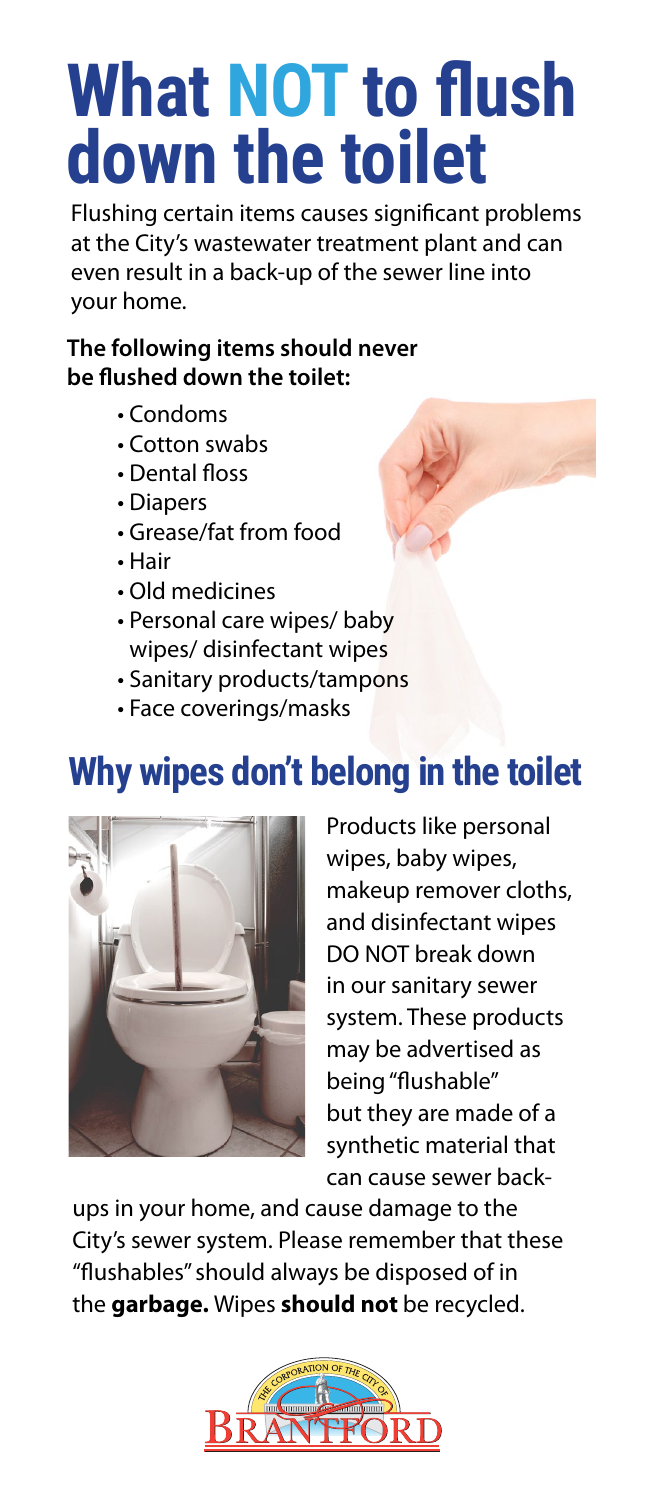# What NOT to flush down the toilet

Flushing certain items causes significant problems at the City's wastewater treatment plant and can even result in a back-up of the sewer line into your home.

**The following items should never be flushed down the toilet:**

- Condoms
- Cotton swabs
- Dental floss
- Diapers
- Grease/fat from food
- Hair
- Old medicines
- Personal care wipes/ baby wipes/ disinfectant wipes
- Sanitary products/tampons
- Face coverings/masks

## Why wipes don't belong in the toilet

Products like personal wipes, baby wipes, makeup remover cloths, and disinfectant wipes DO NOT break down in our sanitary sewer system. These products may be advertised as being "flushable" but they are made of a synthetic material that can cause sewer back-ups in your home, and cause damage to the City's sewer system. Please remember that these "flushables" should always be disposed of in the **garbage.** Wipes **should not** be recycled.

THE CORPORATION OF THE CITY OF BRANTFORD